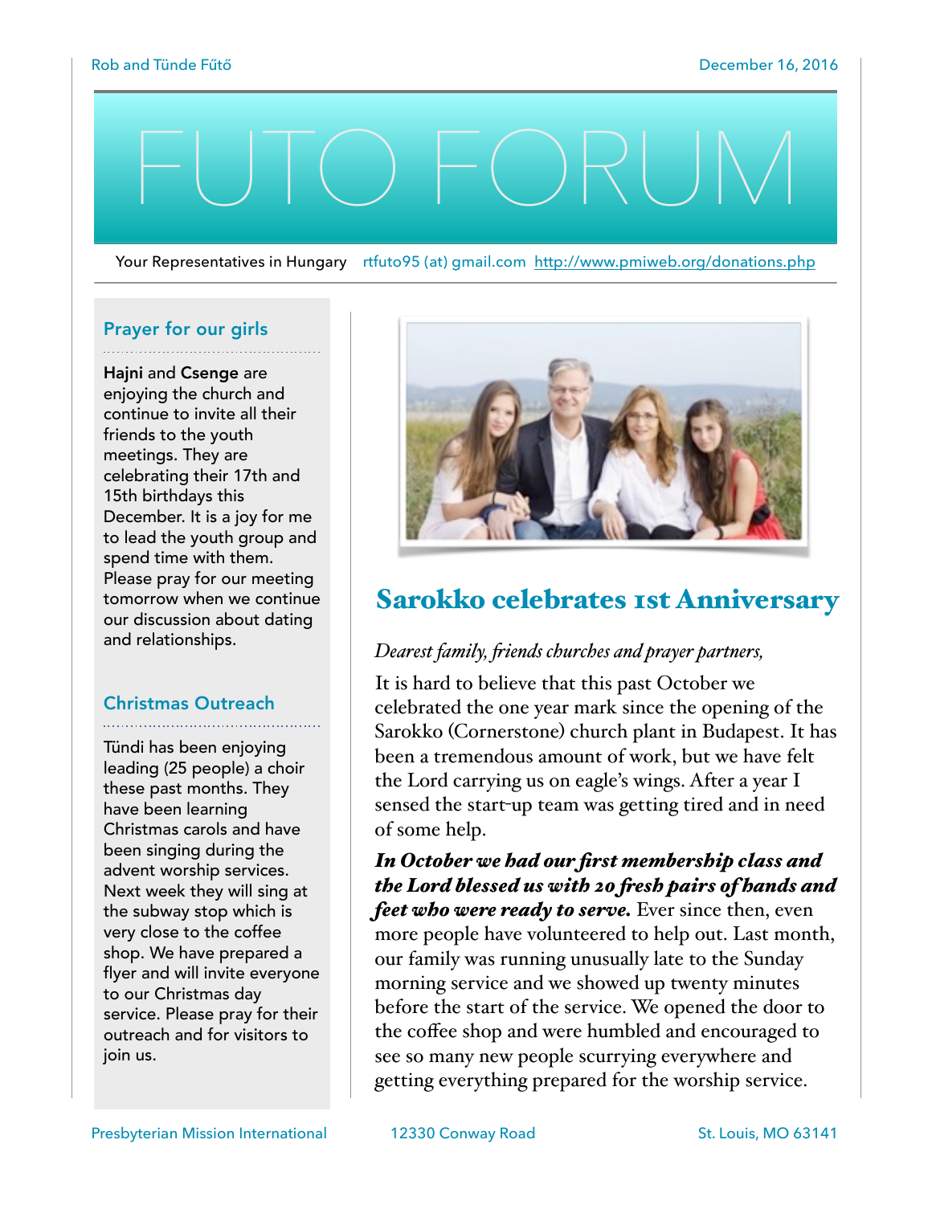Rob and Tünde Fűtő

December 16, 2016

# FUTO FORUM

Your Representatives in Hungary rtfuto95 (at) gmail.com http://www.pmiweb.org/donations.php

## Prayer for our girls

**Hajni** and **Csenge** are enjoying the church and continue to invite all their friends to the youth meetings. They are celebrating their 17th and 15th birthdays this December. It is a joy for me to lead the youth group and spend time with them. Please pray for our meeting tomorrow when we continue our discussion about dating and relationships.

## Christmas Outreach

Tündi has been enjoying leading (25 people) a choir these past months. They have been learning Christmas carols and have been singing during the advent worship services. Next week they will sing at the subway stop which is very close to the coffee shop. We have prepared a flyer and will invite everyone to our Christmas day service. Please pray for their outreach and for visitors to join us.

## Sarokko celebrates 1st Anniversary

*Dearest family, friends churches and prayer partners,*

It is hard to believe that this past October we celebrated the one year mark since the opening of the Sarokko (Cornerstone) church plant in Budapest. It has been a tremendous amount of work, but we have felt the Lord carrying us on eagle's wings. After a year I sensed the start-up team was getting tired and in need of some help.

***In October we had our first membership class and the Lord blessed us with 20 fresh pairs of hands and feet who were ready to serve.*** Ever since then, even more people have volunteered to help out. Last month, our family was running unusually late to the Sunday morning service and we showed up twenty minutes before the start of the service. We opened the door to the coffee shop and were humbled and encouraged to see so many new people scurrying everywhere and getting everything prepared for the worship service.

Presbyterian Mission International 12330 Conway Road St. Louis, MO 63141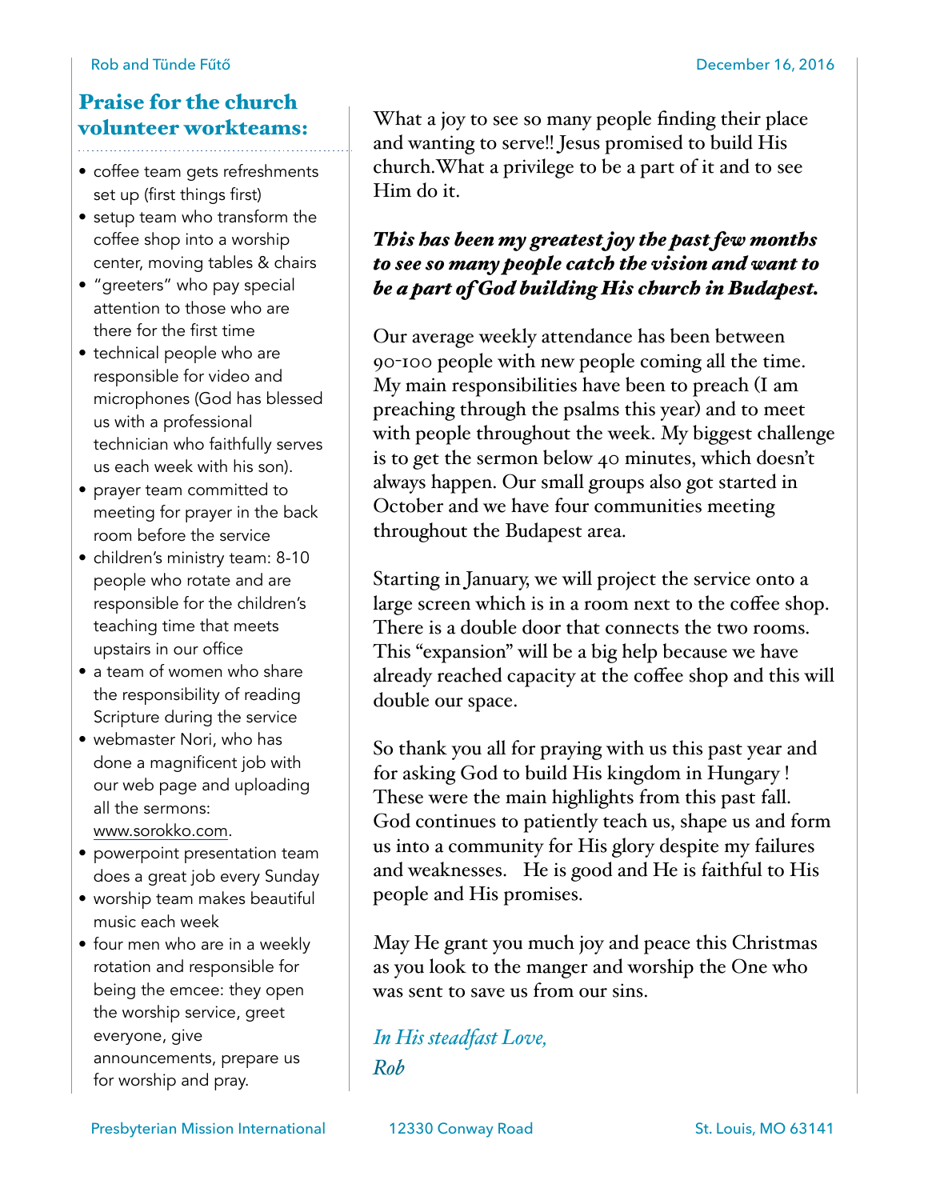## Praise for the church volunteer workteams:

- coffee team gets refreshments set up (first things first)
- setup team who transform the coffee shop into a worship center, moving tables & chairs
- "greeters" who pay special attention to those who are there for the first time
- technical people who are responsible for video and microphones (God has blessed us with a professional technician who faithfully serves us each week with his son).
- prayer team committed to meeting for prayer in the back room before the service
- children's ministry team: 8-10 people who rotate and are responsible for the children's teaching time that meets upstairs in our office
- a team of women who share the responsibility of reading Scripture during the service
- webmaster Nori, who has done a magnificent job with our web page and uploading all the sermons: www.sorokko.com.
- powerpoint presentation team does a great job every Sunday
- worship team makes beautiful music each week
- four men who are in a weekly rotation and responsible for being the emcee: they open the worship service, greet everyone, give announcements, prepare us for worship and pray.

What a joy to see so many people finding their place and wanting to serve!! Jesus promised to build His church.What a privilege to be a part of it and to see Him do it.

***This has been my greatest joy the past few months to see so many people catch the vision and want to be a part of God building His church in Budapest.***

Our average weekly attendance has been between 90-100 people with new people coming all the time. My main responsibilities have been to preach (I am preaching through the psalms this year) and to meet with people throughout the week. My biggest challenge is to get the sermon below 40 minutes, which doesn't always happen. Our small groups also got started in October and we have four communities meeting throughout the Budapest area.

Starting in January, we will project the service onto a large screen which is in a room next to the coffee shop. There is a double door that connects the two rooms. This "expansion" will be a big help because we have already reached capacity at the coffee shop and this will double our space.

So thank you all for praying with us this past year and for asking God to build His kingdom in Hungary ! These were the main highlights from this past fall. God continues to patiently teach us, shape us and form us into a community for His glory despite my failures and weaknesses. He is good and He is faithful to His people and His promises.

May He grant you much joy and peace this Christmas as you look to the manger and worship the One who was sent to save us from our sins.

*In His steadfast Love,*
*Rob*